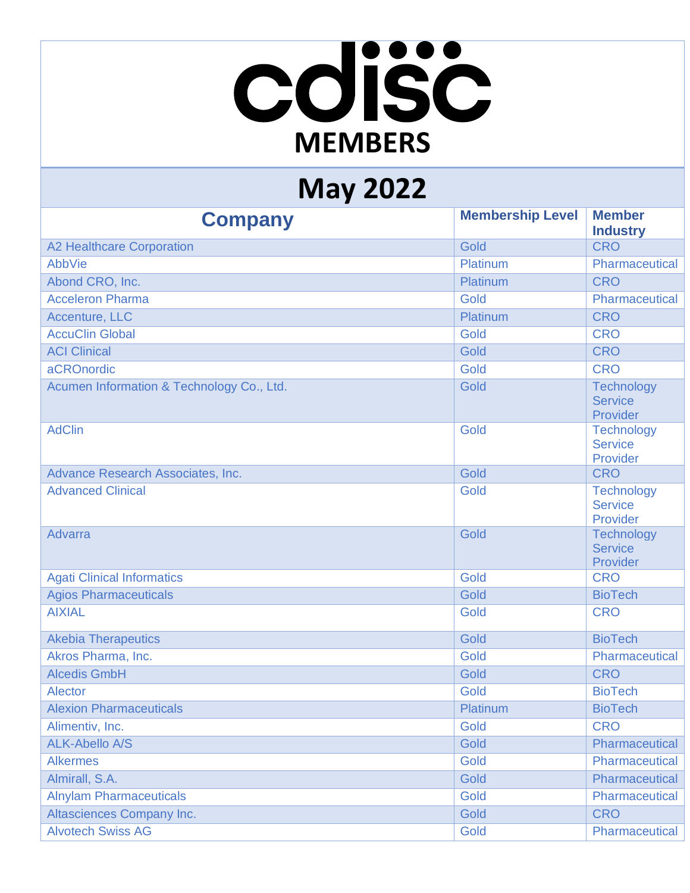# cdisc

## MEMBERS

## May 2022

| Company | Membership Level | Member Industry |
|---|---|---|
| A2 Healthcare Corporation | Gold | CRO |
| AbbVie | Platinum | Pharmaceutical |
| Abond CRO, Inc. | Platinum | CRO |
| Acceleron Pharma | Gold | Pharmaceutical |
| Accenture, LLC | Platinum | CRO |
| AccuClin Global | Gold | CRO |
| ACI Clinical | Gold | CRO |
| aCROnordic | Gold | CRO |
| Acumen Information & Technology Co., Ltd. | Gold | Technology Service Provider |
| AdClin | Gold | Technology Service Provider |
| Advance Research Associates, Inc. | Gold | CRO |
| Advanced Clinical | Gold | Technology Service Provider |
| Advarra | Gold | Technology Service Provider |
| Agati Clinical Informatics | Gold | CRO |
| Agios Pharmaceuticals | Gold | BioTech |
| AIXIAL | Gold | CRO |
| Akebia Therapeutics | Gold | BioTech |
| Akros Pharma, Inc. | Gold | Pharmaceutical |
| Alcedis GmbH | Gold | CRO |
| Alector | Gold | BioTech |
| Alexion Pharmaceuticals | Platinum | BioTech |
| Alimentiv, Inc. | Gold | CRO |
| ALK-Abello A/S | Gold | Pharmaceutical |
| Alkermes | Gold | Pharmaceutical |
| Almirall, S.A. | Gold | Pharmaceutical |
| Alnylam Pharmaceuticals | Gold | Pharmaceutical |
| Altasciences Company Inc. | Gold | CRO |
| Alvotech Swiss AG | Gold | Pharmaceutical |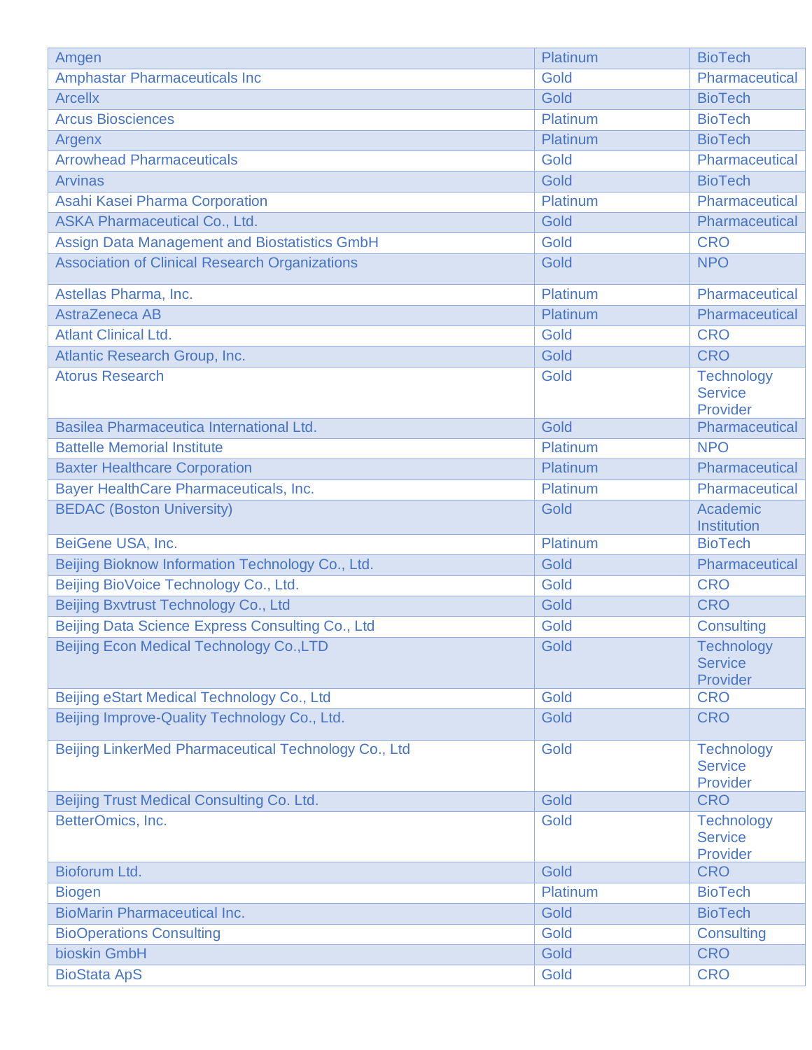| | | |
|---|---|---|
| Amgen | Platinum | BioTech |
| Amphastar Pharmaceuticals Inc | Gold | Pharmaceutical |
| Arcellx | Gold | BioTech |
| Arcus Biosciences | Platinum | BioTech |
| Argenx | Platinum | BioTech |
| Arrowhead Pharmaceuticals | Gold | Pharmaceutical |
| Arvinas | Gold | BioTech |
| Asahi Kasei Pharma Corporation | Platinum | Pharmaceutical |
| ASKA Pharmaceutical Co., Ltd. | Gold | Pharmaceutical |
| Assign Data Management and Biostatistics GmbH | Gold | CRO |
| Association of Clinical Research Organizations | Gold | NPO |
| Astellas Pharma, Inc. | Platinum | Pharmaceutical |
| AstraZeneca AB | Platinum | Pharmaceutical |
| Atlant Clinical Ltd. | Gold | CRO |
| Atlantic Research Group, Inc. | Gold | CRO |
| Atorus Research | Gold | Technology Service Provider |
| Basilea Pharmaceutica International Ltd. | Gold | Pharmaceutical |
| Battelle Memorial Institute | Platinum | NPO |
| Baxter Healthcare Corporation | Platinum | Pharmaceutical |
| Bayer HealthCare Pharmaceuticals, Inc. | Platinum | Pharmaceutical |
| BEDAC (Boston University) | Gold | Academic Institution |
| BeiGene USA, Inc. | Platinum | BioTech |
| Beijing Bioknow Information Technology Co., Ltd. | Gold | Pharmaceutical |
| Beijing BioVoice Technology Co., Ltd. | Gold | CRO |
| Beijing Bxvtrust Technology Co., Ltd | Gold | CRO |
| Beijing Data Science Express Consulting Co., Ltd | Gold | Consulting |
| Beijing Econ Medical Technology Co.,LTD | Gold | Technology Service Provider |
| Beijing eStart Medical Technology Co., Ltd | Gold | CRO |
| Beijing Improve-Quality Technology Co., Ltd. | Gold | CRO |
| Beijing LinkerMed Pharmaceutical Technology Co., Ltd | Gold | Technology Service Provider |
| Beijing Trust Medical Consulting Co. Ltd. | Gold | CRO |
| BetterOmics, Inc. | Gold | Technology Service Provider |
| Bioforum Ltd. | Gold | CRO |
| Biogen | Platinum | BioTech |
| BioMarin Pharmaceutical Inc. | Gold | BioTech |
| BioOperations Consulting | Gold | Consulting |
| bioskin GmbH | Gold | CRO |
| BioStata ApS | Gold | CRO |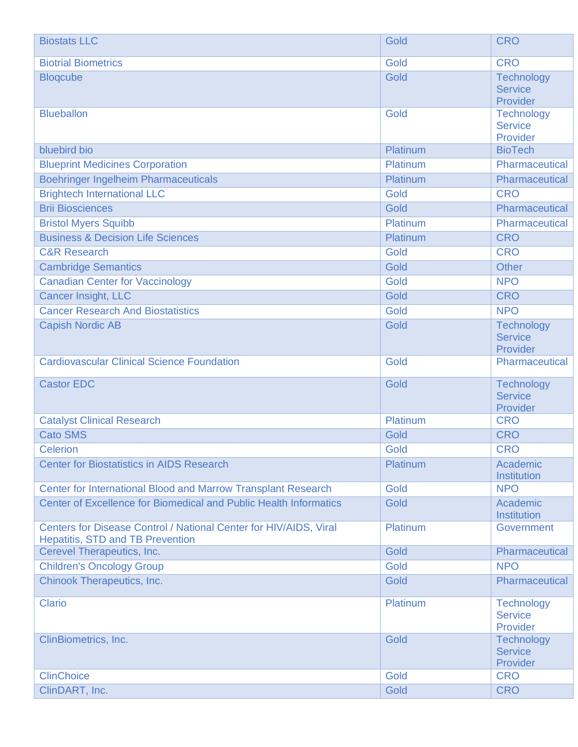| | | |
|---|---|---|
| Biostats LLC | Gold | CRO |
| Biotrial Biometrics | Gold | CRO |
| Bloqcube | Gold | Technology Service Provider |
| Blueballon | Gold | Technology Service Provider |
| bluebird bio | Platinum | BioTech |
| Blueprint Medicines Corporation | Platinum | Pharmaceutical |
| Boehringer Ingelheim Pharmaceuticals | Platinum | Pharmaceutical |
| Brightech International LLC | Gold | CRO |
| Brii Biosciences | Gold | Pharmaceutical |
| Bristol Myers Squibb | Platinum | Pharmaceutical |
| Business & Decision Life Sciences | Platinum | CRO |
| C&R Research | Gold | CRO |
| Cambridge Semantics | Gold | Other |
| Canadian Center for Vaccinology | Gold | NPO |
| Cancer Insight, LLC | Gold | CRO |
| Cancer Research And Biostatistics | Gold | NPO |
| Capish Nordic AB | Gold | Technology Service Provider |
| Cardiovascular Clinical Science Foundation | Gold | Pharmaceutical |
| Castor EDC | Gold | Technology Service Provider |
| Catalyst Clinical Research | Platinum | CRO |
| Cato SMS | Gold | CRO |
| Celerion | Gold | CRO |
| Center for Biostatistics in AIDS Research | Platinum | Academic Institution |
| Center for International Blood and Marrow Transplant Research | Gold | NPO |
| Center of Excellence for Biomedical and Public Health Informatics | Gold | Academic Institution |
| Centers for Disease Control / National Center for HIV/AIDS, Viral Hepatitis, STD and TB Prevention | Platinum | Government |
| Cerevel Therapeutics, Inc. | Gold | Pharmaceutical |
| Children's Oncology Group | Gold | NPO |
| Chinook Therapeutics, Inc. | Gold | Pharmaceutical |
| Clario | Platinum | Technology Service Provider |
| ClinBiometrics, Inc. | Gold | Technology Service Provider |
| ClinChoice | Gold | CRO |
| ClinDART, Inc. | Gold | CRO |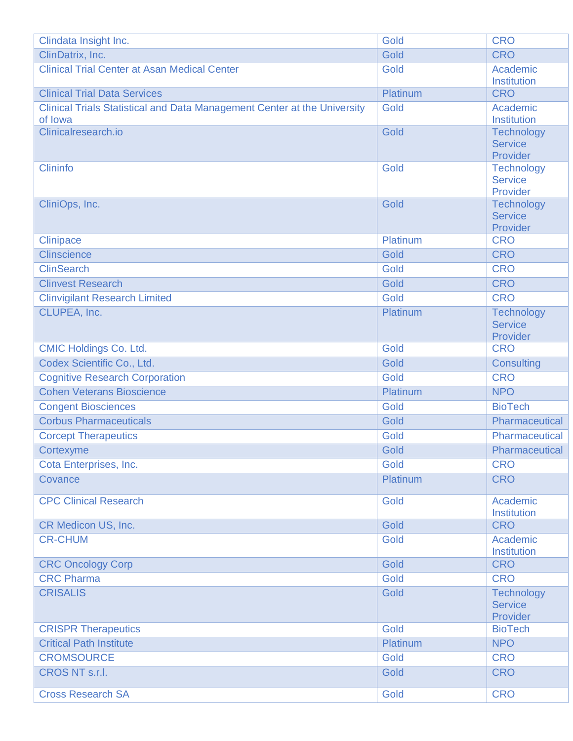| | | |
|---|---|---|
| Clindata Insight Inc. | Gold | CRO |
| ClinDatrix, Inc. | Gold | CRO |
| Clinical Trial Center at Asan Medical Center | Gold | Academic Institution |
| Clinical Trial Data Services | Platinum | CRO |
| Clinical Trials Statistical and Data Management Center at the University of Iowa | Gold | Academic Institution |
| Clinicalresearch.io | Gold | Technology Service Provider |
| Clininfo | Gold | Technology Service Provider |
| CliniOps, Inc. | Gold | Technology Service Provider |
| Clinipace | Platinum | CRO |
| Clinscience | Gold | CRO |
| ClinSearch | Gold | CRO |
| Clinvest Research | Gold | CRO |
| Clinvigilant Research Limited | Gold | CRO |
| CLUPEA, Inc. | Platinum | Technology Service Provider |
| CMIC Holdings Co. Ltd. | Gold | CRO |
| Codex Scientific Co., Ltd. | Gold | Consulting |
| Cognitive Research Corporation | Gold | CRO |
| Cohen Veterans Bioscience | Platinum | NPO |
| Congent Biosciences | Gold | BioTech |
| Corbus Pharmaceuticals | Gold | Pharmaceutical |
| Corcept Therapeutics | Gold | Pharmaceutical |
| Cortexyme | Gold | Pharmaceutical |
| Cota Enterprises, Inc. | Gold | CRO |
| Covance | Platinum | CRO |
| CPC Clinical Research | Gold | Academic Institution |
| CR Medicon US, Inc. | Gold | CRO |
| CR-CHUM | Gold | Academic Institution |
| CRC Oncology Corp | Gold | CRO |
| CRC Pharma | Gold | CRO |
| CRISALIS | Gold | Technology Service Provider |
| CRISPR Therapeutics | Gold | BioTech |
| Critical Path Institute | Platinum | NPO |
| CROMSOURCE | Gold | CRO |
| CROS NT s.r.l. | Gold | CRO |
| Cross Research SA | Gold | CRO |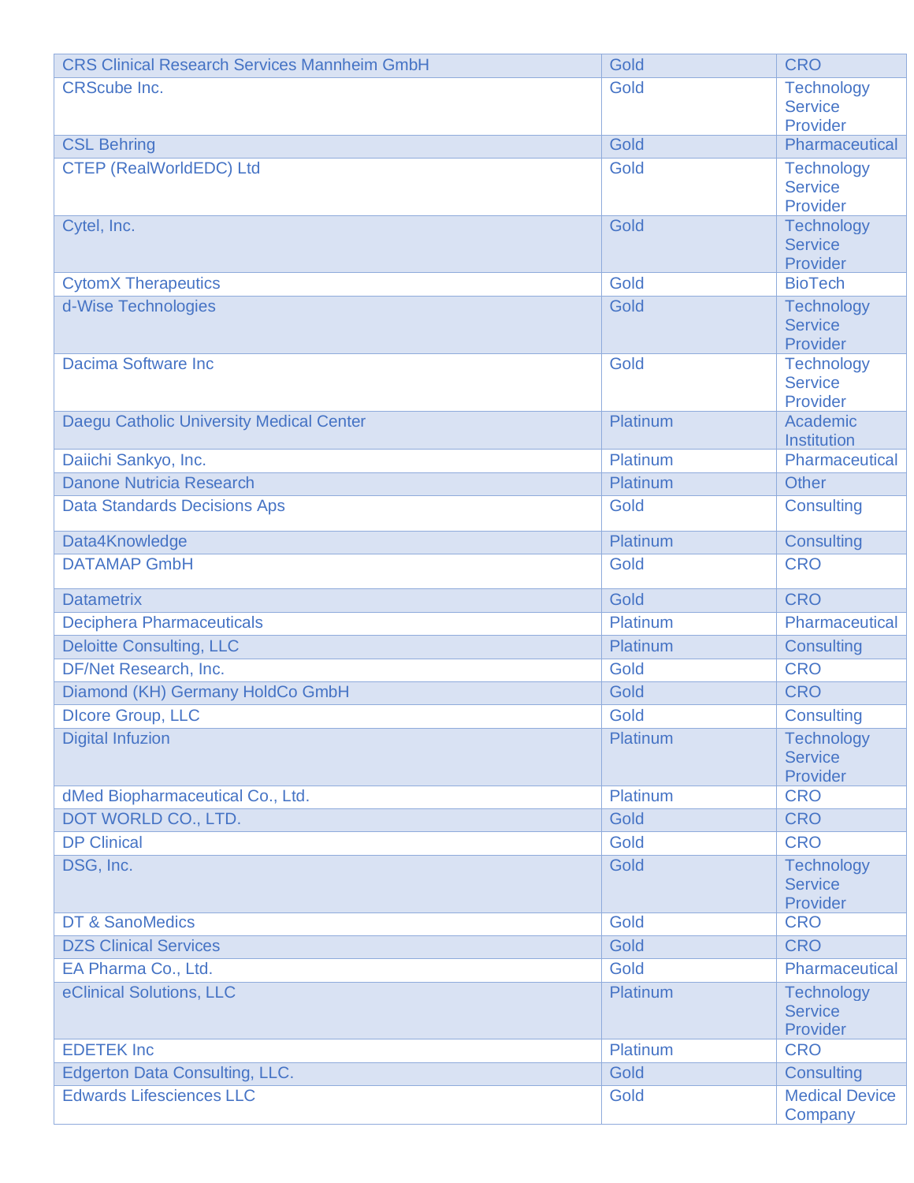| CRS Clinical Research Services Mannheim GmbH | Gold | CRO |
|---|---|---|
| CRScube Inc. | Gold | Technology Service Provider |
| CSL Behring | Gold | Pharmaceutical |
| CTEP (RealWorldEDC) Ltd | Gold | Technology Service Provider |
| Cytel, Inc. | Gold | Technology Service Provider |
| CytomX Therapeutics | Gold | BioTech |
| d-Wise Technologies | Gold | Technology Service Provider |
| Dacima Software Inc | Gold | Technology Service Provider |
| Daegu Catholic University Medical Center | Platinum | Academic Institution |
| Daiichi Sankyo, Inc. | Platinum | Pharmaceutical |
| Danone Nutricia Research | Platinum | Other |
| Data Standards Decisions Aps | Gold | Consulting |
| Data4Knowledge | Platinum | Consulting |
| DATAMAP GmbH | Gold | CRO |
| Datametrix | Gold | CRO |
| Deciphera Pharmaceuticals | Platinum | Pharmaceutical |
| Deloitte Consulting, LLC | Platinum | Consulting |
| DF/Net Research, Inc. | Gold | CRO |
| Diamond (KH) Germany HoldCo GmbH | Gold | CRO |
| DIcore Group, LLC | Gold | Consulting |
| Digital Infuzion | Platinum | Technology Service Provider |
| dMed Biopharmaceutical Co., Ltd. | Platinum | CRO |
| DOT WORLD CO., LTD. | Gold | CRO |
| DP Clinical | Gold | CRO |
| DSG, Inc. | Gold | Technology Service Provider |
| DT & SanoMedics | Gold | CRO |
| DZS Clinical Services | Gold | CRO |
| EA Pharma Co., Ltd. | Gold | Pharmaceutical |
| eClinical Solutions, LLC | Platinum | Technology Service Provider |
| EDETEK Inc | Platinum | CRO |
| Edgerton Data Consulting, LLC. | Gold | Consulting |
| Edwards Lifesciences LLC | Gold | Medical Device Company |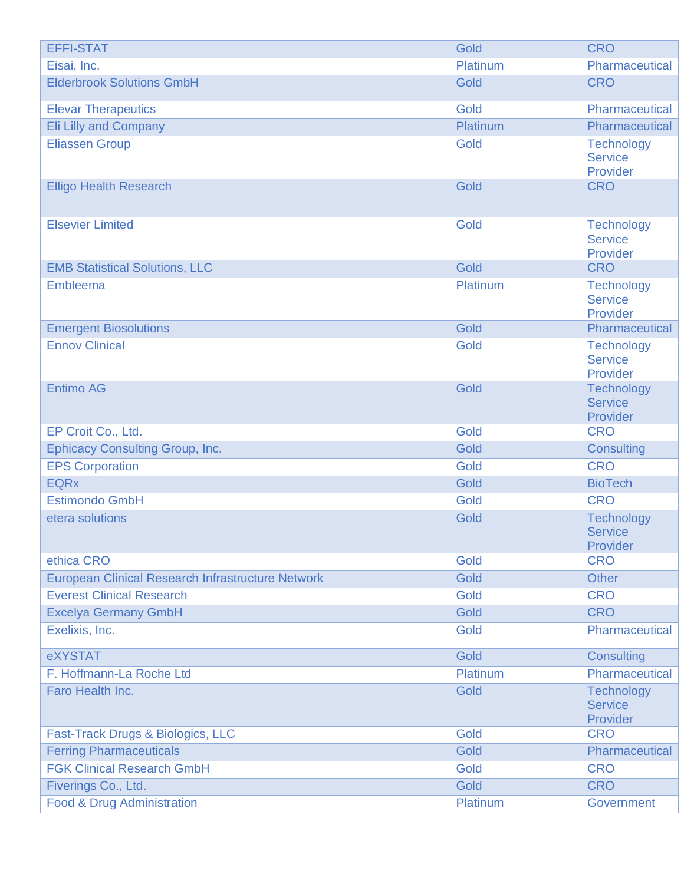| | | |
|---|---|---|
| EFFI-STAT | Gold | CRO |
| Eisai, Inc. | Platinum | Pharmaceutical |
| Elderbrook Solutions GmbH | Gold | CRO |
| Elevar Therapeutics | Gold | Pharmaceutical |
| Eli Lilly and Company | Platinum | Pharmaceutical |
| Eliassen Group | Gold | Technology Service Provider |
| Elligo Health Research | Gold | CRO |
| Elsevier Limited | Gold | Technology Service Provider |
| EMB Statistical Solutions, LLC | Gold | CRO |
| Embleema | Platinum | Technology Service Provider |
| Emergent Biosolutions | Gold | Pharmaceutical |
| Ennov Clinical | Gold | Technology Service Provider |
| Entimo AG | Gold | Technology Service Provider |
| EP Croit Co., Ltd. | Gold | CRO |
| Ephicacy Consulting Group, Inc. | Gold | Consulting |
| EPS Corporation | Gold | CRO |
| EQRx | Gold | BioTech |
| Estimondo GmbH | Gold | CRO |
| etera solutions | Gold | Technology Service Provider |
| ethica CRO | Gold | CRO |
| European Clinical Research Infrastructure Network | Gold | Other |
| Everest Clinical Research | Gold | CRO |
| Excelya Germany GmbH | Gold | CRO |
| Exelixis, Inc. | Gold | Pharmaceutical |
| eXYSTAT | Gold | Consulting |
| F. Hoffmann-La Roche Ltd | Platinum | Pharmaceutical |
| Faro Health Inc. | Gold | Technology Service Provider |
| Fast-Track Drugs & Biologics, LLC | Gold | CRO |
| Ferring Pharmaceuticals | Gold | Pharmaceutical |
| FGK Clinical Research GmbH | Gold | CRO |
| Fiverings Co., Ltd. | Gold | CRO |
| Food & Drug Administration | Platinum | Government |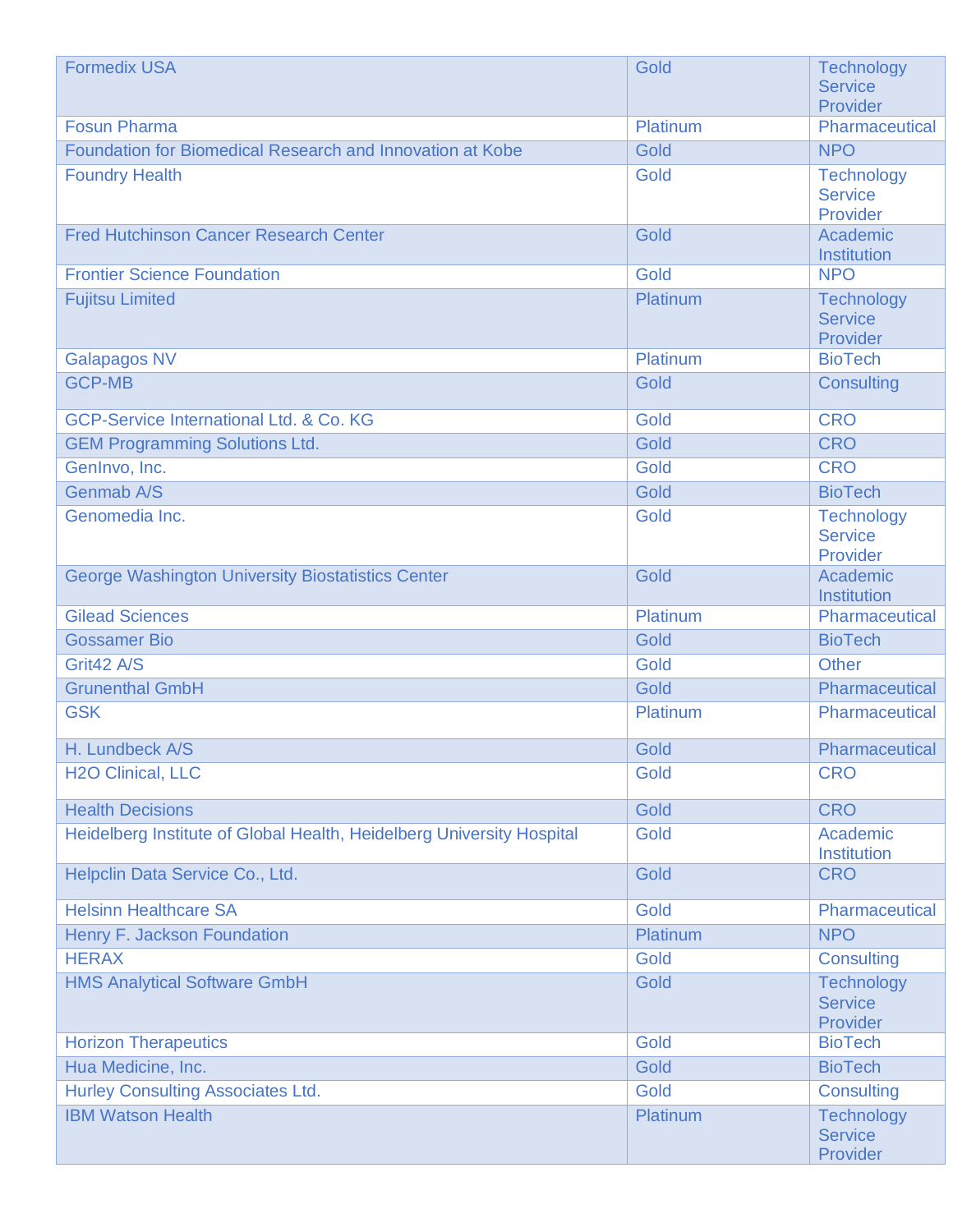| Formedix USA | Gold | Technology Service Provider |
|---|---|---|
| Fosun Pharma | Platinum | Pharmaceutical |
| Foundation for Biomedical Research and Innovation at Kobe | Gold | NPO |
| Foundry Health | Gold | Technology Service Provider |
| Fred Hutchinson Cancer Research Center | Gold | Academic Institution |
| Frontier Science Foundation | Gold | NPO |
| Fujitsu Limited | Platinum | Technology Service Provider |
| Galapagos NV | Platinum | BioTech |
| GCP-MB | Gold | Consulting |
| GCP-Service International Ltd. & Co. KG | Gold | CRO |
| GEM Programming Solutions Ltd. | Gold | CRO |
| GenInvo, Inc. | Gold | CRO |
| Genmab A/S | Gold | BioTech |
| Genomedia Inc. | Gold | Technology Service Provider |
| George Washington University Biostatistics Center | Gold | Academic Institution |
| Gilead Sciences | Platinum | Pharmaceutical |
| Gossamer Bio | Gold | BioTech |
| Grit42 A/S | Gold | Other |
| Grunenthal GmbH | Gold | Pharmaceutical |
| GSK | Platinum | Pharmaceutical |
| H. Lundbeck A/S | Gold | Pharmaceutical |
| H2O Clinical, LLC | Gold | CRO |
| Health Decisions | Gold | CRO |
| Heidelberg Institute of Global Health, Heidelberg University Hospital | Gold | Academic Institution |
| Helpclin Data Service Co., Ltd. | Gold | CRO |
| Helsinn Healthcare SA | Gold | Pharmaceutical |
| Henry F. Jackson Foundation | Platinum | NPO |
| HERAX | Gold | Consulting |
| HMS Analytical Software GmbH | Gold | Technology Service Provider |
| Horizon Therapeutics | Gold | BioTech |
| Hua Medicine, Inc. | Gold | BioTech |
| Hurley Consulting Associates Ltd. | Gold | Consulting |
| IBM Watson Health | Platinum | Technology Service Provider |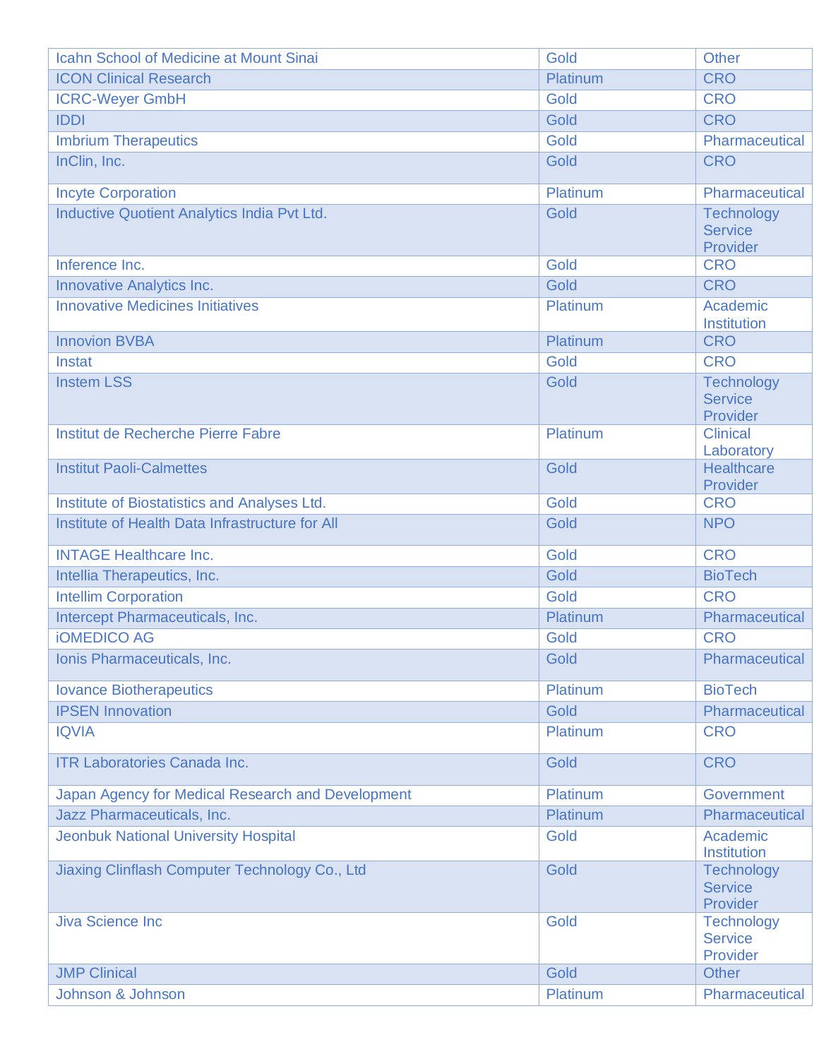| Icahn School of Medicine at Mount Sinai | Gold | Other |
|---|---|---|
| ICON Clinical Research | Platinum | CRO |
| ICRC-Weyer GmbH | Gold | CRO |
| IDDI | Gold | CRO |
| Imbrium Therapeutics | Gold | Pharmaceutical |
| InClin, Inc. | Gold | CRO |
| Incyte Corporation | Platinum | Pharmaceutical |
| Inductive Quotient Analytics India Pvt Ltd. | Gold | Technology Service Provider |
| Inference Inc. | Gold | CRO |
| Innovative Analytics Inc. | Gold | CRO |
| Innovative Medicines Initiatives | Platinum | Academic Institution |
| Innovion BVBA | Platinum | CRO |
| Instat | Gold | CRO |
| Instem LSS | Gold | Technology Service Provider |
| Institut de Recherche Pierre Fabre | Platinum | Clinical Laboratory |
| Institut Paoli-Calmettes | Gold | Healthcare Provider |
| Institute of Biostatistics and Analyses Ltd. | Gold | CRO |
| Institute of Health Data Infrastructure for All | Gold | NPO |
| INTAGE Healthcare Inc. | Gold | CRO |
| Intellia Therapeutics, Inc. | Gold | BioTech |
| Intellim Corporation | Gold | CRO |
| Intercept Pharmaceuticals, Inc. | Platinum | Pharmaceutical |
| iOMEDICO AG | Gold | CRO |
| Ionis Pharmaceuticals, Inc. | Gold | Pharmaceutical |
| Iovance Biotherapeutics | Platinum | BioTech |
| IPSEN Innovation | Gold | Pharmaceutical |
| IQVIA | Platinum | CRO |
| ITR Laboratories Canada Inc. | Gold | CRO |
| Japan Agency for Medical Research and Development | Platinum | Government |
| Jazz Pharmaceuticals, Inc. | Platinum | Pharmaceutical |
| Jeonbuk National University Hospital | Gold | Academic Institution |
| Jiaxing Clinflash Computer Technology Co., Ltd | Gold | Technology Service Provider |
| Jiva Science Inc | Gold | Technology Service Provider |
| JMP Clinical | Gold | Other |
| Johnson & Johnson | Platinum | Pharmaceutical |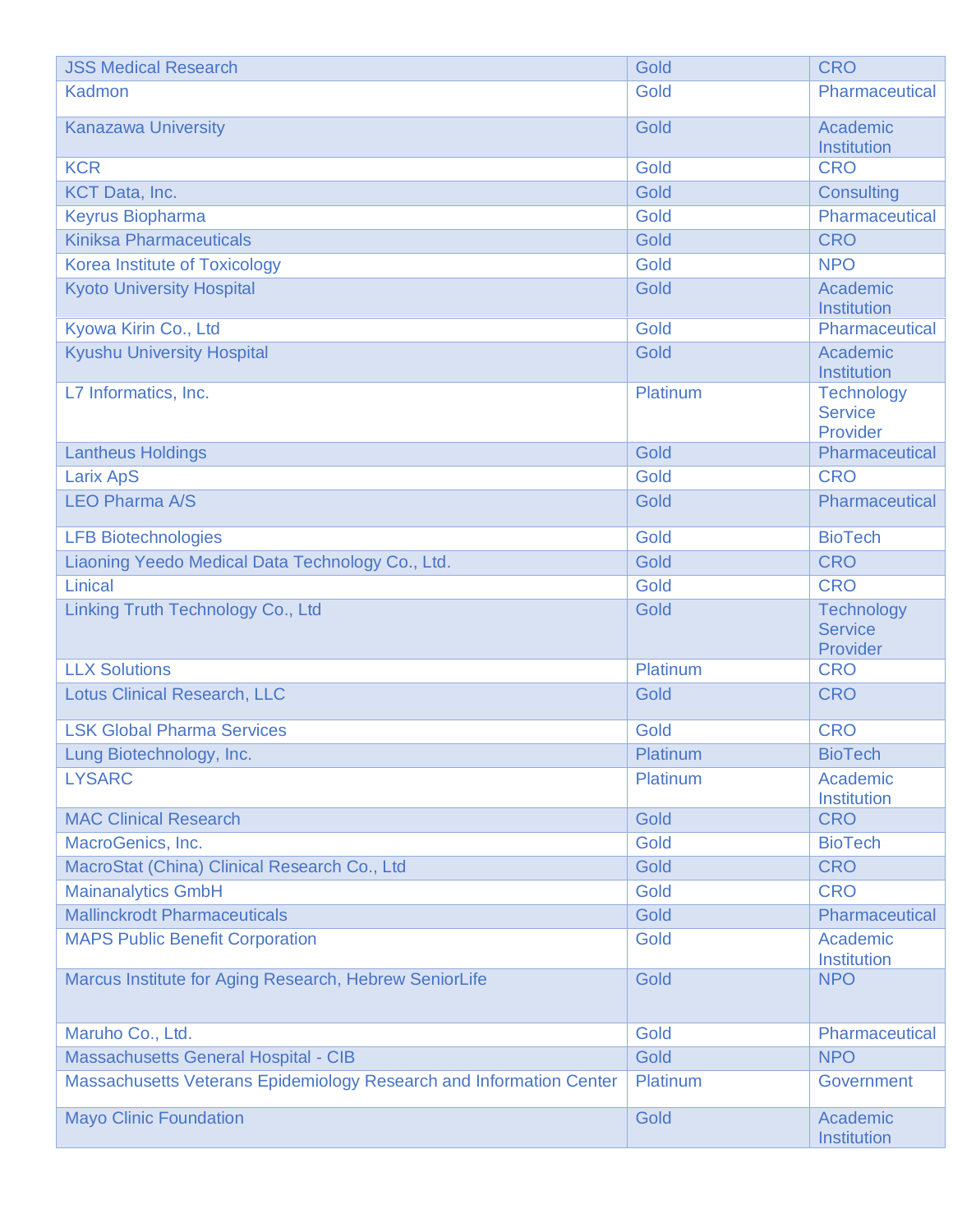| JSS Medical Research | Gold | CRO |
|---|---|---|
| Kadmon | Gold | Pharmaceutical |
| Kanazawa University | Gold | Academic Institution |
| KCR | Gold | CRO |
| KCT Data, Inc. | Gold | Consulting |
| Keyrus Biopharma | Gold | Pharmaceutical |
| Kiniksa Pharmaceuticals | Gold | CRO |
| Korea Institute of Toxicology | Gold | NPO |
| Kyoto University Hospital | Gold | Academic Institution |
| Kyowa Kirin Co., Ltd | Gold | Pharmaceutical |
| Kyushu University Hospital | Gold | Academic Institution |
| L7 Informatics, Inc. | Platinum | Technology Service Provider |
| Lantheus Holdings | Gold | Pharmaceutical |
| Larix ApS | Gold | CRO |
| LEO Pharma A/S | Gold | Pharmaceutical |
| LFB Biotechnologies | Gold | BioTech |
| Liaoning Yeedo Medical Data Technology Co., Ltd. | Gold | CRO |
| Linical | Gold | CRO |
| Linking Truth Technology Co., Ltd | Gold | Technology Service Provider |
| LLX Solutions | Platinum | CRO |
| Lotus Clinical Research, LLC | Gold | CRO |
| LSK Global Pharma Services | Gold | CRO |
| Lung Biotechnology, Inc. | Platinum | BioTech |
| LYSARC | Platinum | Academic Institution |
| MAC Clinical Research | Gold | CRO |
| MacroGenics, Inc. | Gold | BioTech |
| MacroStat (China) Clinical Research Co., Ltd | Gold | CRO |
| Mainanalytics GmbH | Gold | CRO |
| Mallinckrodt Pharmaceuticals | Gold | Pharmaceutical |
| MAPS Public Benefit Corporation | Gold | Academic Institution |
| Marcus Institute for Aging Research, Hebrew SeniorLife | Gold | NPO |
| Maruho Co., Ltd. | Gold | Pharmaceutical |
| Massachusetts General Hospital - CIB | Gold | NPO |
| Massachusetts Veterans Epidemiology Research and Information Center | Platinum | Government |
| Mayo Clinic Foundation | Gold | Academic Institution |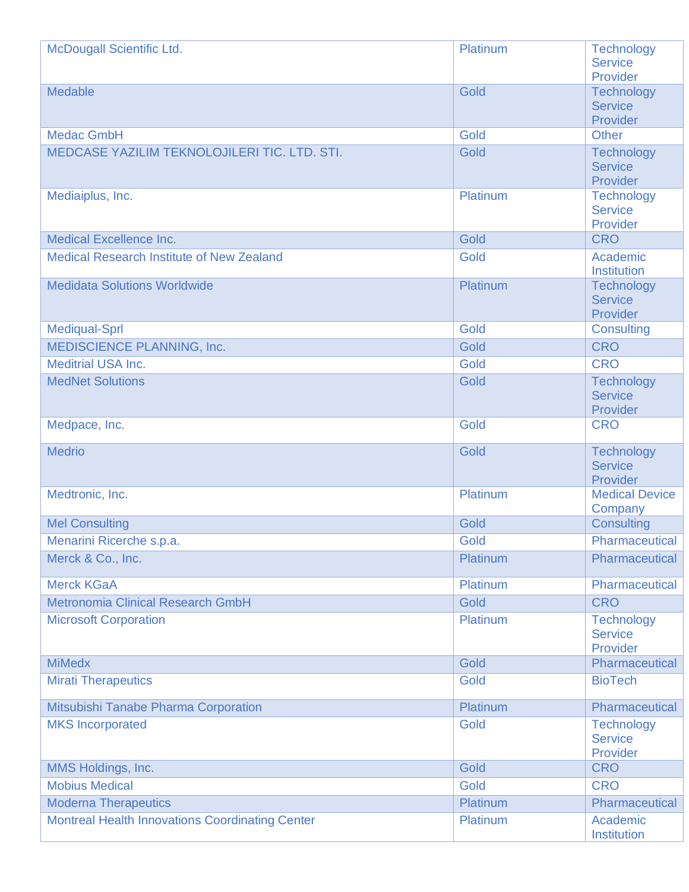| McDougall Scientific Ltd. | Platinum | Technology Service Provider |
|---|---|---|
| Medable | Gold | Technology Service Provider |
| Medac GmbH | Gold | Other |
| MEDCASE YAZILIM TEKNOLOJILERI TIC. LTD. STI. | Gold | Technology Service Provider |
| Mediaiplus, Inc. | Platinum | Technology Service Provider |
| Medical Excellence Inc. | Gold | CRO |
| Medical Research Institute of New Zealand | Gold | Academic Institution |
| Medidata Solutions Worldwide | Platinum | Technology Service Provider |
| Mediqual-Sprl | Gold | Consulting |
| MEDISCIENCE PLANNING, Inc. | Gold | CRO |
| Meditrial USA Inc. | Gold | CRO |
| MedNet Solutions | Gold | Technology Service Provider |
| Medpace, Inc. | Gold | CRO |
| Medrio | Gold | Technology Service Provider |
| Medtronic, Inc. | Platinum | Medical Device Company |
| Mel Consulting | Gold | Consulting |
| Menarini Ricerche s.p.a. | Gold | Pharmaceutical |
| Merck & Co., Inc. | Platinum | Pharmaceutical |
| Merck KGaA | Platinum | Pharmaceutical |
| Metronomia Clinical Research GmbH | Gold | CRO |
| Microsoft Corporation | Platinum | Technology Service Provider |
| MiMedx | Gold | Pharmaceutical |
| Mirati Therapeutics | Gold | BioTech |
| Mitsubishi Tanabe Pharma Corporation | Platinum | Pharmaceutical |
| MKS Incorporated | Gold | Technology Service Provider |
| MMS Holdings, Inc. | Gold | CRO |
| Mobius Medical | Gold | CRO |
| Moderna Therapeutics | Platinum | Pharmaceutical |
| Montreal Health Innovations Coordinating Center | Platinum | Academic Institution |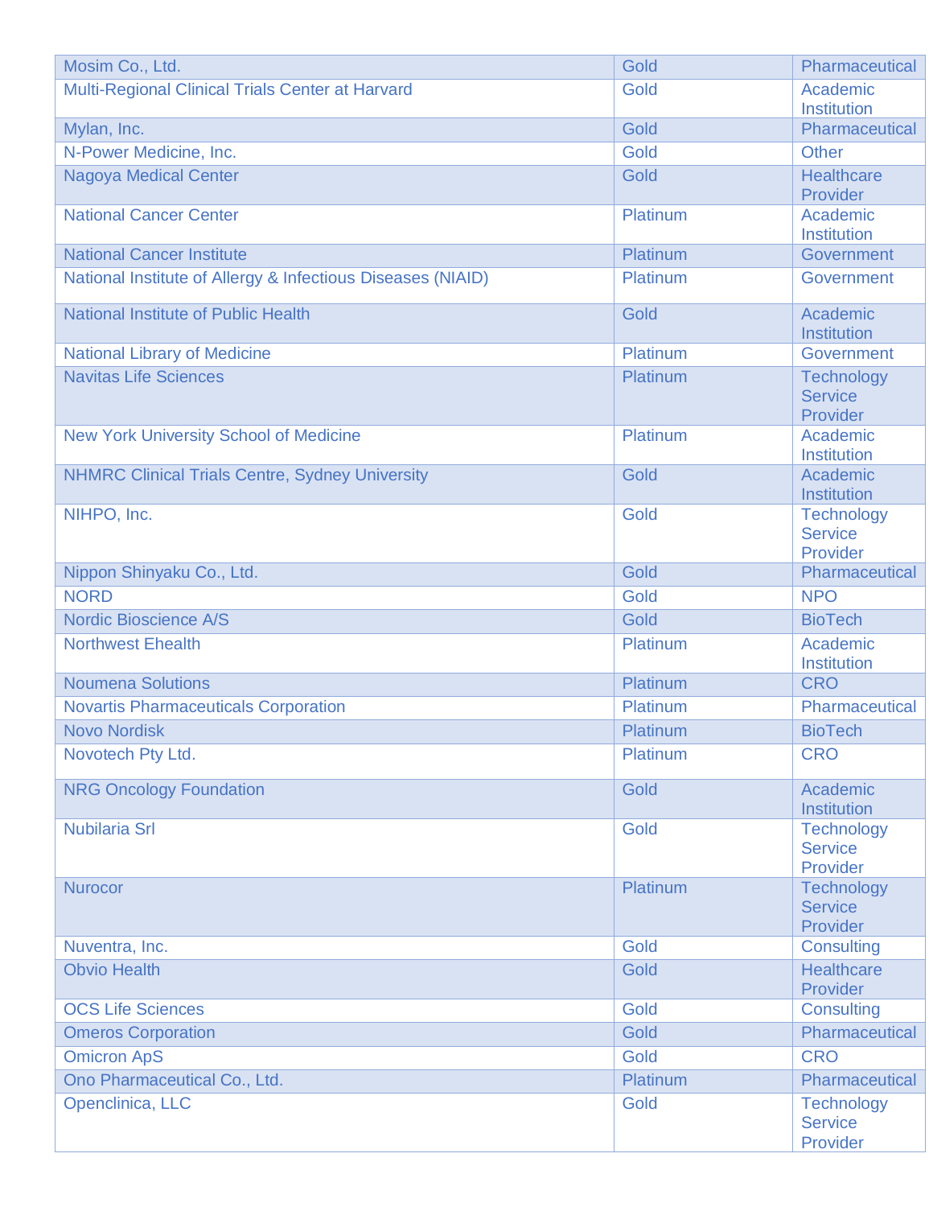| Mosim Co., Ltd. | Gold | Pharmaceutical |
|---|---|---|
| Multi-Regional Clinical Trials Center at Harvard | Gold | Academic Institution |
| Mylan, Inc. | Gold | Pharmaceutical |
| N-Power Medicine, Inc. | Gold | Other |
| Nagoya Medical Center | Gold | Healthcare Provider |
| National Cancer Center | Platinum | Academic Institution |
| National Cancer Institute | Platinum | Government |
| National Institute of Allergy & Infectious Diseases (NIAID) | Platinum | Government |
| National Institute of Public Health | Gold | Academic Institution |
| National Library of Medicine | Platinum | Government |
| Navitas Life Sciences | Platinum | Technology Service Provider |
| New York University School of Medicine | Platinum | Academic Institution |
| NHMRC Clinical Trials Centre, Sydney University | Gold | Academic Institution |
| NIHPO, Inc. | Gold | Technology Service Provider |
| Nippon Shinyaku Co., Ltd. | Gold | Pharmaceutical |
| NORD | Gold | NPO |
| Nordic Bioscience A/S | Gold | BioTech |
| Northwest Ehealth | Platinum | Academic Institution |
| Noumena Solutions | Platinum | CRO |
| Novartis Pharmaceuticals Corporation | Platinum | Pharmaceutical |
| Novo Nordisk | Platinum | BioTech |
| Novotech Pty Ltd. | Platinum | CRO |
| NRG Oncology Foundation | Gold | Academic Institution |
| Nubilaria Srl | Gold | Technology Service Provider |
| Nurocor | Platinum | Technology Service Provider |
| Nuventra, Inc. | Gold | Consulting |
| Obvio Health | Gold | Healthcare Provider |
| OCS Life Sciences | Gold | Consulting |
| Omeros Corporation | Gold | Pharmaceutical |
| Omicron ApS | Gold | CRO |
| Ono Pharmaceutical Co., Ltd. | Platinum | Pharmaceutical |
| Openclinica, LLC | Gold | Technology Service Provider |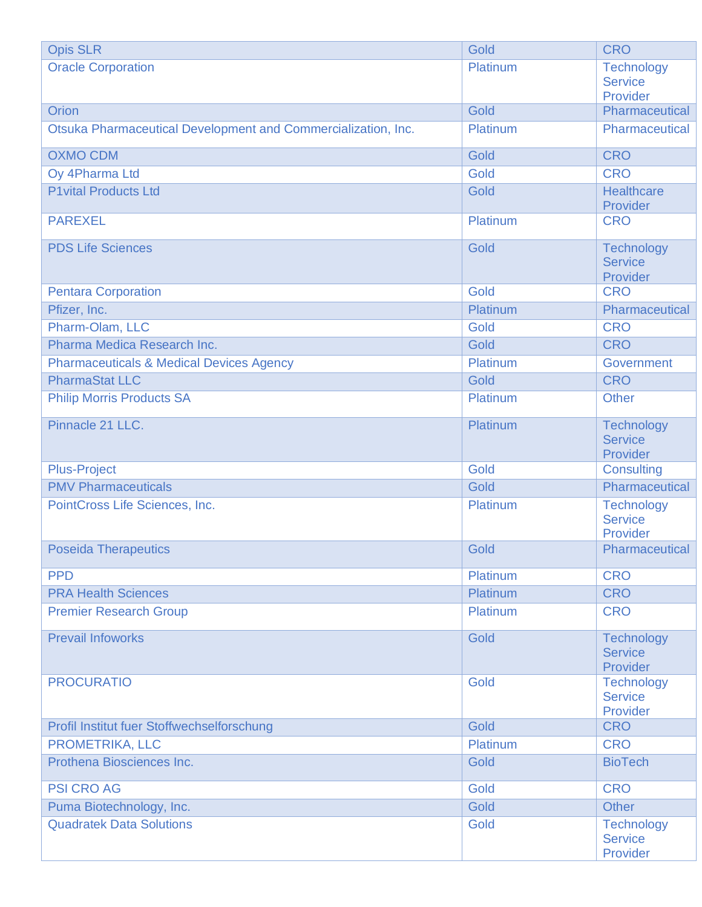| Opis SLR | Gold | CRO |
|---|---|---|
| Oracle Corporation | Platinum | Technology Service Provider |
| Orion | Gold | Pharmaceutical |
| Otsuka Pharmaceutical Development and Commercialization, Inc. | Platinum | Pharmaceutical |
| OXMO CDM | Gold | CRO |
| Oy 4Pharma Ltd | Gold | CRO |
| P1vital Products Ltd | Gold | Healthcare Provider |
| PAREXEL | Platinum | CRO |
| PDS Life Sciences | Gold | Technology Service Provider |
| Pentara Corporation | Gold | CRO |
| Pfizer, Inc. | Platinum | Pharmaceutical |
| Pharm-Olam, LLC | Gold | CRO |
| Pharma Medica Research Inc. | Gold | CRO |
| Pharmaceuticals & Medical Devices Agency | Platinum | Government |
| PharmaStat LLC | Gold | CRO |
| Philip Morris Products SA | Platinum | Other |
| Pinnacle 21 LLC. | Platinum | Technology Service Provider |
| Plus-Project | Gold | Consulting |
| PMV Pharmaceuticals | Gold | Pharmaceutical |
| PointCross Life Sciences, Inc. | Platinum | Technology Service Provider |
| Poseida Therapeutics | Gold | Pharmaceutical |
| PPD | Platinum | CRO |
| PRA Health Sciences | Platinum | CRO |
| Premier Research Group | Platinum | CRO |
| Prevail Infoworks | Gold | Technology Service Provider |
| PROCURATIO | Gold | Technology Service Provider |
| Profil Institut fuer Stoffwechselforschung | Gold | CRO |
| PROMETRIKA, LLC | Platinum | CRO |
| Prothena Biosciences Inc. | Gold | BioTech |
| PSI CRO AG | Gold | CRO |
| Puma Biotechnology, Inc. | Gold | Other |
| Quadratek Data Solutions | Gold | Technology Service Provider |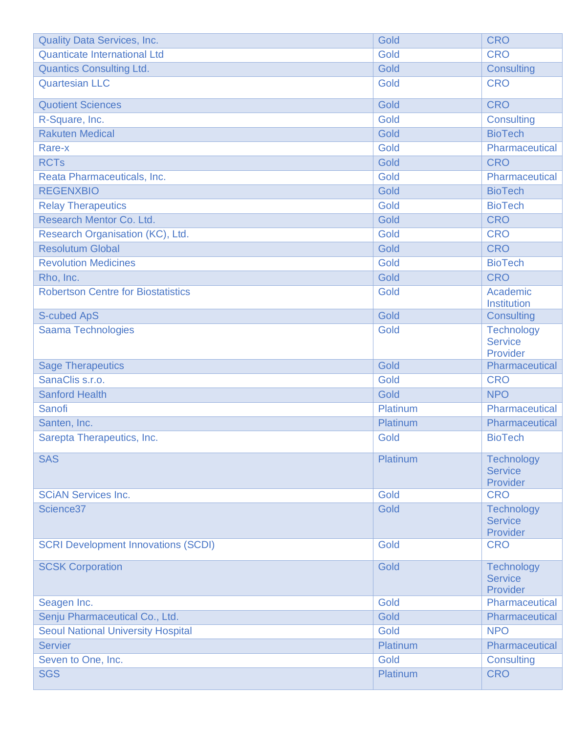| | | |
|---|---|---|
| Quality Data Services, Inc. | Gold | CRO |
| Quanticate International Ltd | Gold | CRO |
| Quantics Consulting Ltd. | Gold | Consulting |
| Quartesian LLC | Gold | CRO |
| Quotient Sciences | Gold | CRO |
| R-Square, Inc. | Gold | Consulting |
| Rakuten Medical | Gold | BioTech |
| Rare-x | Gold | Pharmaceutical |
| RCTs | Gold | CRO |
| Reata Pharmaceuticals, Inc. | Gold | Pharmaceutical |
| REGENXBIO | Gold | BioTech |
| Relay Therapeutics | Gold | BioTech |
| Research Mentor Co. Ltd. | Gold | CRO |
| Research Organisation (KC), Ltd. | Gold | CRO |
| Resolutum Global | Gold | CRO |
| Revolution Medicines | Gold | BioTech |
| Rho, Inc. | Gold | CRO |
| Robertson Centre for Biostatistics | Gold | Academic Institution |
| S-cubed ApS | Gold | Consulting |
| Saama Technologies | Gold | Technology Service Provider |
| Sage Therapeutics | Gold | Pharmaceutical |
| SanaClis s.r.o. | Gold | CRO |
| Sanford Health | Gold | NPO |
| Sanofi | Platinum | Pharmaceutical |
| Santen, Inc. | Platinum | Pharmaceutical |
| Sarepta Therapeutics, Inc. | Gold | BioTech |
| SAS | Platinum | Technology Service Provider |
| SCiAN Services Inc. | Gold | CRO |
| Science37 | Gold | Technology Service Provider |
| SCRI Development Innovations (SCDI) | Gold | CRO |
| SCSK Corporation | Gold | Technology Service Provider |
| Seagen Inc. | Gold | Pharmaceutical |
| Senju Pharmaceutical Co., Ltd. | Gold | Pharmaceutical |
| Seoul National University Hospital | Gold | NPO |
| Servier | Platinum | Pharmaceutical |
| Seven to One, Inc. | Gold | Consulting |
| SGS | Platinum | CRO |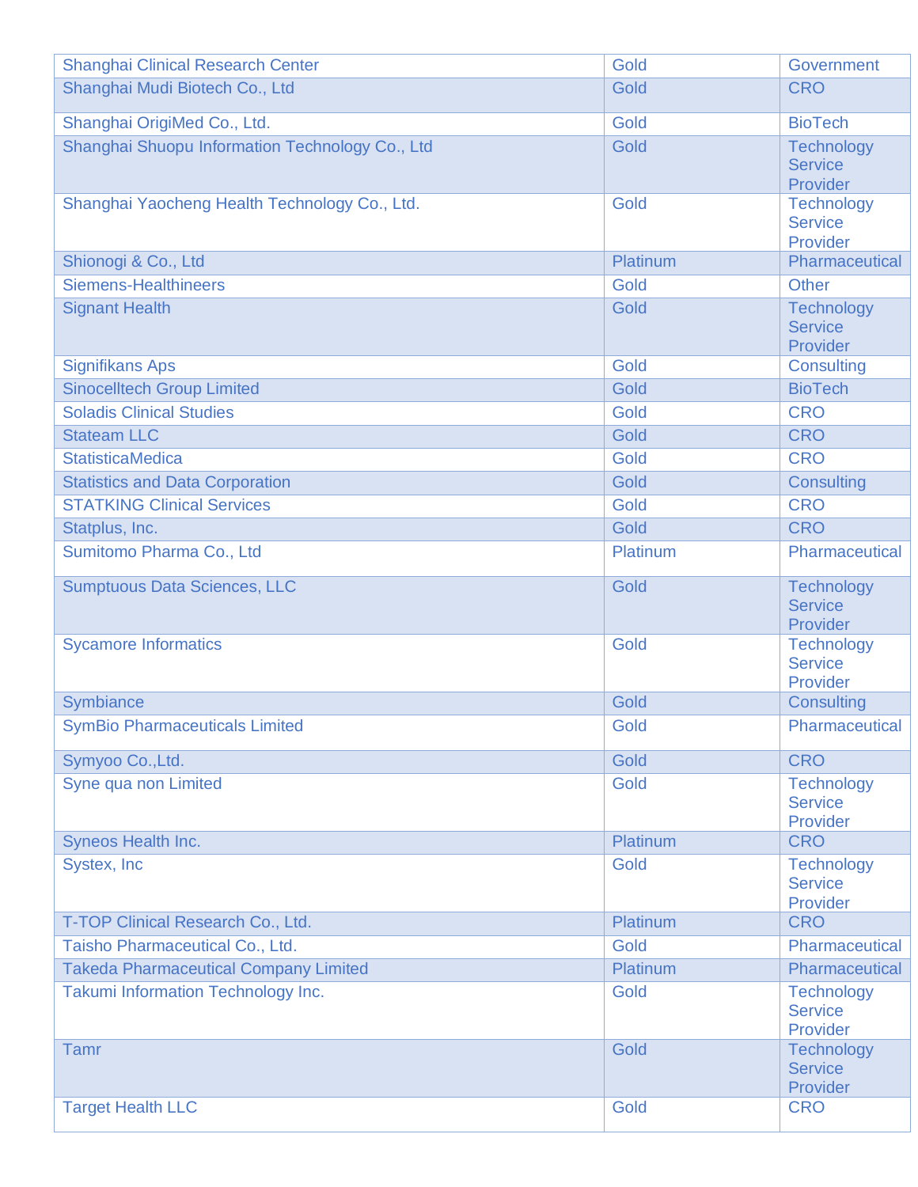| | | |
|---|---|---|
| Shanghai Clinical Research Center | Gold | Government |
| Shanghai Mudi Biotech Co., Ltd | Gold | CRO |
| Shanghai OrigiMed Co., Ltd. | Gold | BioTech |
| Shanghai Shuopu Information Technology Co., Ltd | Gold | Technology Service Provider |
| Shanghai Yaocheng Health Technology Co., Ltd. | Gold | Technology Service Provider |
| Shionogi & Co., Ltd | Platinum | Pharmaceutical |
| Siemens-Healthineers | Gold | Other |
| Signant Health | Gold | Technology Service Provider |
| Signifikans Aps | Gold | Consulting |
| Sinocelltech Group Limited | Gold | BioTech |
| Soladis Clinical Studies | Gold | CRO |
| Stateam LLC | Gold | CRO |
| StatisticaMedica | Gold | CRO |
| Statistics and Data Corporation | Gold | Consulting |
| STATKING Clinical Services | Gold | CRO |
| Statplus, Inc. | Gold | CRO |
| Sumitomo Pharma Co., Ltd | Platinum | Pharmaceutical |
| Sumptuous Data Sciences, LLC | Gold | Technology Service Provider |
| Sycamore Informatics | Gold | Technology Service Provider |
| Symbiance | Gold | Consulting |
| SymBio Pharmaceuticals Limited | Gold | Pharmaceutical |
| Symyoo Co.,Ltd. | Gold | CRO |
| Syne qua non Limited | Gold | Technology Service Provider |
| Syneos Health Inc. | Platinum | CRO |
| Systex, Inc | Gold | Technology Service Provider |
| T-TOP Clinical Research Co., Ltd. | Platinum | CRO |
| Taisho Pharmaceutical Co., Ltd. | Gold | Pharmaceutical |
| Takeda Pharmaceutical Company Limited | Platinum | Pharmaceutical |
| Takumi Information Technology Inc. | Gold | Technology Service Provider |
| Tamr | Gold | Technology Service Provider |
| Target Health LLC | Gold | CRO |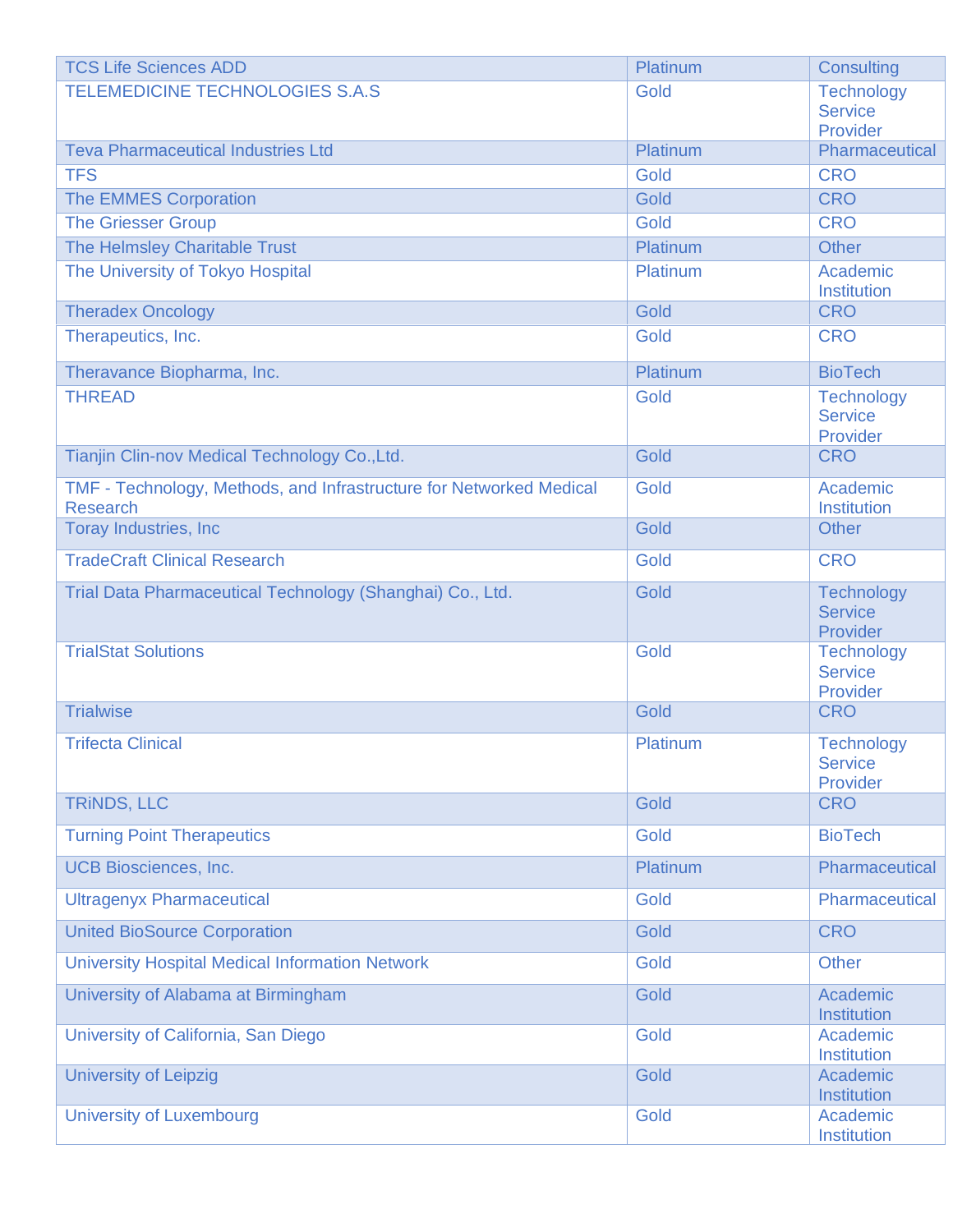| | | |
|---|---|---|
| TCS Life Sciences ADD | Platinum | Consulting |
| TELEMEDICINE TECHNOLOGIES S.A.S | Gold | Technology Service Provider |
| Teva Pharmaceutical Industries Ltd | Platinum | Pharmaceutical |
| TFS | Gold | CRO |
| The EMMES Corporation | Gold | CRO |
| The Griesser Group | Gold | CRO |
| The Helmsley Charitable Trust | Platinum | Other |
| The University of Tokyo Hospital | Platinum | Academic Institution |
| Theradex Oncology | Gold | CRO |
| Therapeutics, Inc. | Gold | CRO |
| Theravance Biopharma, Inc. | Platinum | BioTech |
| THREAD | Gold | Technology Service Provider |
| Tianjin Clin-nov Medical Technology Co.,Ltd. | Gold | CRO |
| TMF - Technology, Methods, and Infrastructure for Networked Medical Research | Gold | Academic Institution |
| Toray Industries, Inc | Gold | Other |
| TradeCraft Clinical Research | Gold | CRO |
| Trial Data Pharmaceutical Technology (Shanghai) Co., Ltd. | Gold | Technology Service Provider |
| TrialStat Solutions | Gold | Technology Service Provider |
| Trialwise | Gold | CRO |
| Trifecta Clinical | Platinum | Technology Service Provider |
| TRiNDS, LLC | Gold | CRO |
| Turning Point Therapeutics | Gold | BioTech |
| UCB Biosciences, Inc. | Platinum | Pharmaceutical |
| Ultragenyx Pharmaceutical | Gold | Pharmaceutical |
| United BioSource Corporation | Gold | CRO |
| University Hospital Medical Information Network | Gold | Other |
| University of Alabama at Birmingham | Gold | Academic Institution |
| University of California, San Diego | Gold | Academic Institution |
| University of Leipzig | Gold | Academic Institution |
| University of Luxembourg | Gold | Academic Institution |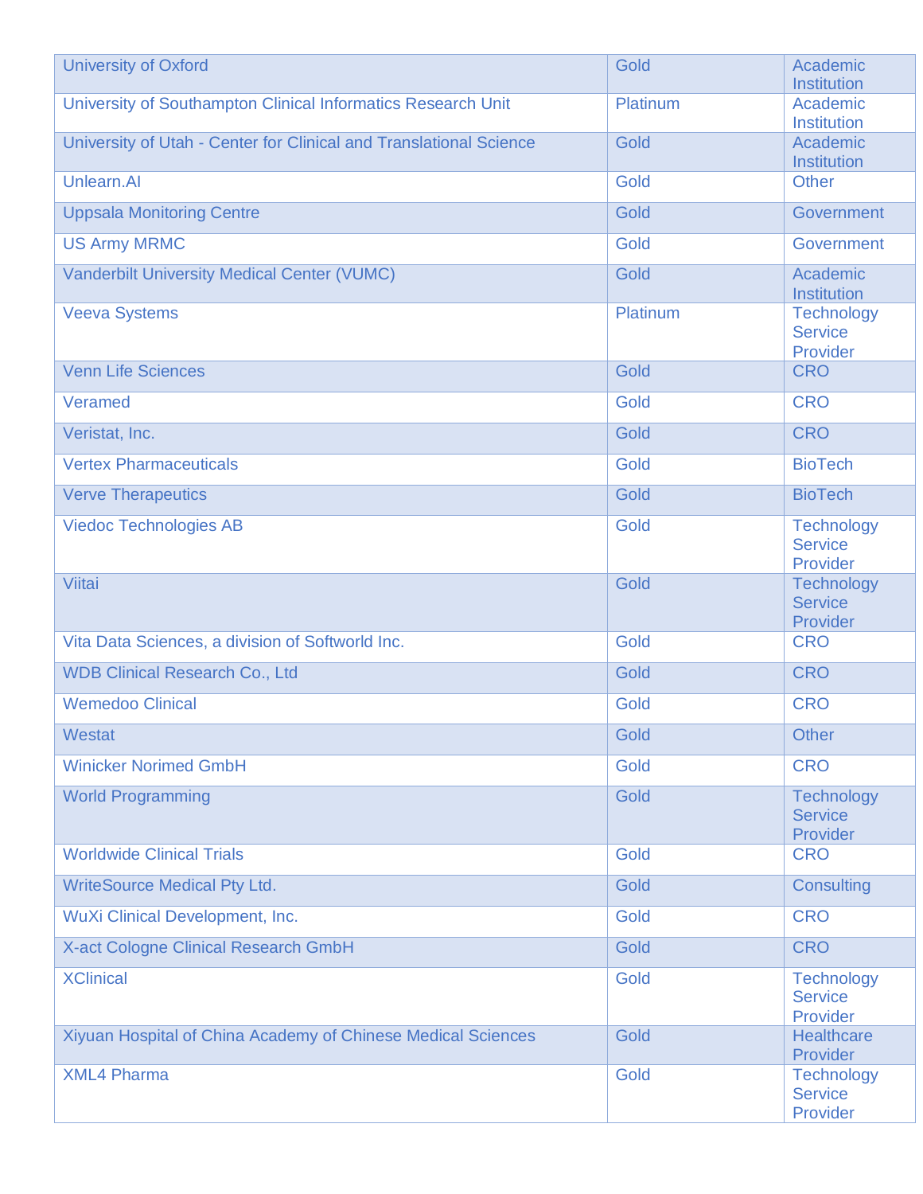| | | |
|---|---|---|
| University of Oxford | Gold | Academic Institution |
| University of Southampton Clinical Informatics Research Unit | Platinum | Academic Institution |
| University of Utah - Center for Clinical and Translational Science | Gold | Academic Institution |
| Unlearn.AI | Gold | Other |
| Uppsala Monitoring Centre | Gold | Government |
| US Army MRMC | Gold | Government |
| Vanderbilt University Medical Center (VUMC) | Gold | Academic Institution |
| Veeva Systems | Platinum | Technology Service Provider |
| Venn Life Sciences | Gold | CRO |
| Veramed | Gold | CRO |
| Veristat, Inc. | Gold | CRO |
| Vertex Pharmaceuticals | Gold | BioTech |
| Verve Therapeutics | Gold | BioTech |
| Viedoc Technologies AB | Gold | Technology Service Provider |
| Viitai | Gold | Technology Service Provider |
| Vita Data Sciences, a division of Softworld Inc. | Gold | CRO |
| WDB Clinical Research Co., Ltd | Gold | CRO |
| Wemedoo Clinical | Gold | CRO |
| Westat | Gold | Other |
| Winicker Norimed GmbH | Gold | CRO |
| World Programming | Gold | Technology Service Provider |
| Worldwide Clinical Trials | Gold | CRO |
| WriteSource Medical Pty Ltd. | Gold | Consulting |
| WuXi Clinical Development, Inc. | Gold | CRO |
| X-act Cologne Clinical Research GmbH | Gold | CRO |
| XClinical | Gold | Technology Service Provider |
| Xiyuan Hospital of China Academy of Chinese Medical Sciences | Gold | Healthcare Provider |
| XML4 Pharma | Gold | Technology Service Provider |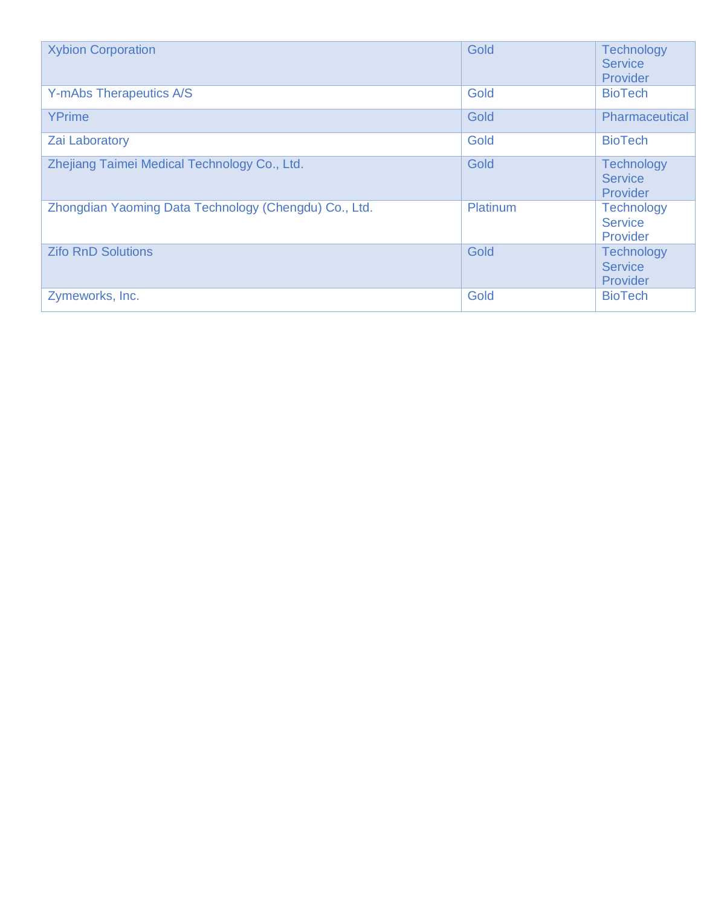| | | |
|---|---|---|
| Xybion Corporation | Gold | Technology Service Provider |
| Y-mAbs Therapeutics A/S | Gold | BioTech |
| YPrime | Gold | Pharmaceutical |
| Zai Laboratory | Gold | BioTech |
| Zhejiang Taimei Medical Technology Co., Ltd. | Gold | Technology Service Provider |
| Zhongdian Yaoming Data Technology (Chengdu) Co., Ltd. | Platinum | Technology Service Provider |
| Zifo RnD Solutions | Gold | Technology Service Provider |
| Zymeworks, Inc. | Gold | BioTech |